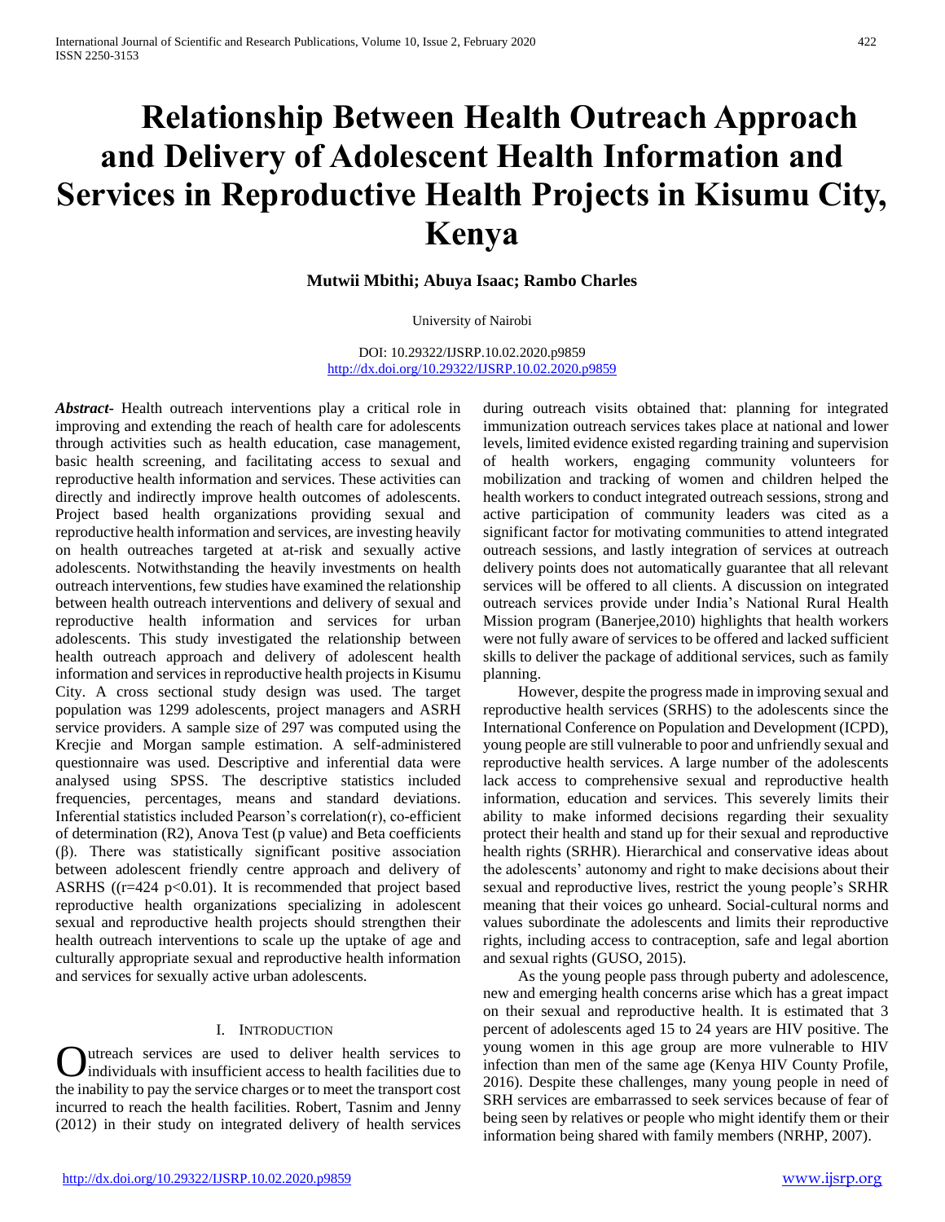# Relationship Between Health Outreach Approach and Delivery of Adolescent Health Information and Services in Reproductive Health Projects in Kisumu City, Kenya

**Mutwii Mbithi; Abuya Isaac; Rambo Charles**

University of Nairobi

DOI: 10.29322/IJSRP.10.02.2020.p9859
http://dx.doi.org/10.29322/IJSRP.10.02.2020.p9859

***Abstract*****-** Health outreach interventions play a critical role in improving and extending the reach of health care for adolescents through activities such as health education, case management, basic health screening, and facilitating access to sexual and reproductive health information and services. These activities can directly and indirectly improve health outcomes of adolescents. Project based health organizations providing sexual and reproductive health information and services, are investing heavily on health outreaches targeted at at-risk and sexually active adolescents. Notwithstanding the heavily investments on health outreach interventions, few studies have examined the relationship between health outreach interventions and delivery of sexual and reproductive health information and services for urban adolescents. This study investigated the relationship between health outreach approach and delivery of adolescent health information and services in reproductive health projects in Kisumu City. A cross sectional study design was used. The target population was 1299 adolescents, project managers and ASRH service providers. A sample size of 297 was computed using the Krecjie and Morgan sample estimation. A self-administered questionnaire was used. Descriptive and inferential data were analysed using SPSS. The descriptive statistics included frequencies, percentages, means and standard deviations. Inferential statistics included Pearson's correlation(r), co-efficient of determination (R2), Anova Test (p value) and Beta coefficients (β). There was statistically significant positive association between adolescent friendly centre approach and delivery of ASRHS (($r$=424 $p<0.01$). It is recommended that project based reproductive health organizations specializing in adolescent sexual and reproductive health projects should strengthen their health outreach interventions to scale up the uptake of age and culturally appropriate sexual and reproductive health information and services for sexually active urban adolescents.

## I. Introduction

Outreach services are used to deliver health services to individuals with insufficient access to health facilities due to the inability to pay the service charges or to meet the transport cost incurred to reach the health facilities. Robert, Tasnim and Jenny (2012) in their study on integrated delivery of health services during outreach visits obtained that: planning for integrated immunization outreach services takes place at national and lower levels, limited evidence existed regarding training and supervision of health workers, engaging community volunteers for mobilization and tracking of women and children helped the health workers to conduct integrated outreach sessions, strong and active participation of community leaders was cited as a significant factor for motivating communities to attend integrated outreach sessions, and lastly integration of services at outreach delivery points does not automatically guarantee that all relevant services will be offered to all clients. A discussion on integrated outreach services provide under India's National Rural Health Mission program (Banerjee,2010) highlights that health workers were not fully aware of services to be offered and lacked sufficient skills to deliver the package of additional services, such as family planning.

However, despite the progress made in improving sexual and reproductive health services (SRHS) to the adolescents since the International Conference on Population and Development (ICPD), young people are still vulnerable to poor and unfriendly sexual and reproductive health services. A large number of the adolescents lack access to comprehensive sexual and reproductive health information, education and services. This severely limits their ability to make informed decisions regarding their sexuality protect their health and stand up for their sexual and reproductive health rights (SRHR). Hierarchical and conservative ideas about the adolescents' autonomy and right to make decisions about their sexual and reproductive lives, restrict the young people's SRHR meaning that their voices go unheard. Social-cultural norms and values subordinate the adolescents and limits their reproductive rights, including access to contraception, safe and legal abortion and sexual rights (GUSO, 2015).

As the young people pass through puberty and adolescence, new and emerging health concerns arise which has a great impact on their sexual and reproductive health. It is estimated that 3 percent of adolescents aged 15 to 24 years are HIV positive. The young women in this age group are more vulnerable to HIV infection than men of the same age (Kenya HIV County Profile, 2016). Despite these challenges, many young people in need of SRH services are embarrassed to seek services because of fear of being seen by relatives or people who might identify them or their information being shared with family members (NRHP, 2007).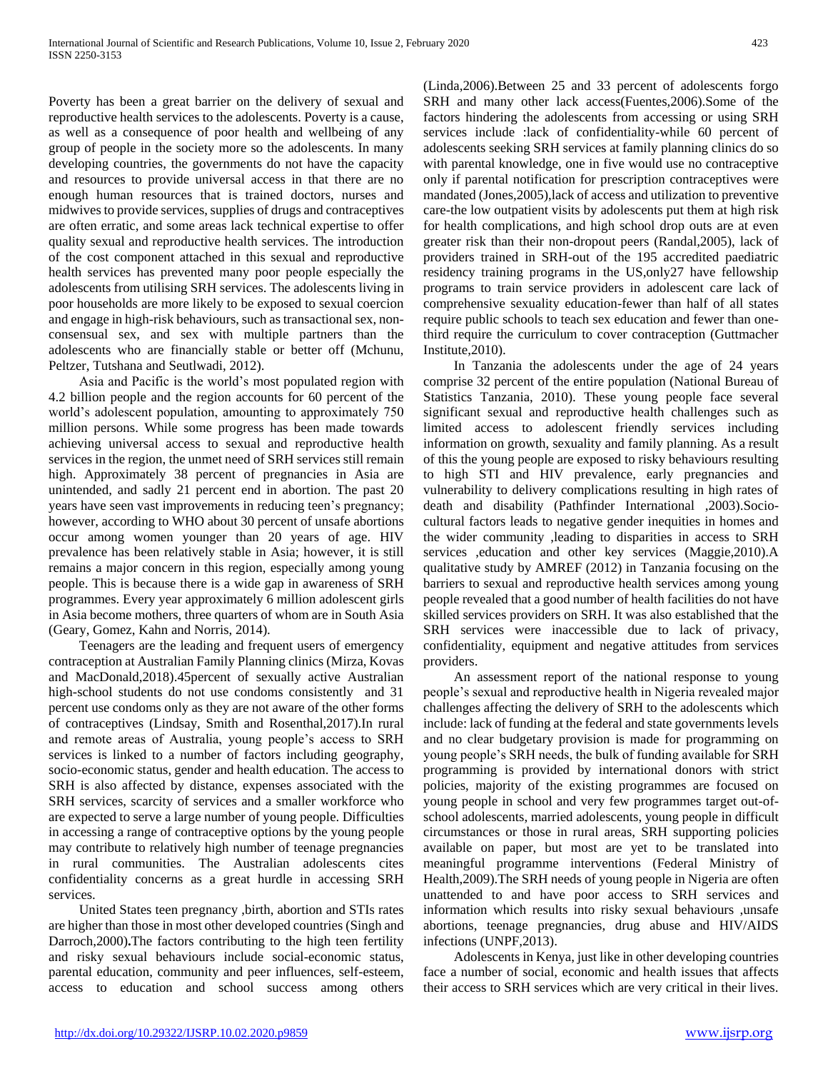Poverty has been a great barrier on the delivery of sexual and reproductive health services to the adolescents. Poverty is a cause, as well as a consequence of poor health and wellbeing of any group of people in the society more so the adolescents. In many developing countries, the governments do not have the capacity and resources to provide universal access in that there are no enough human resources that is trained doctors, nurses and midwives to provide services, supplies of drugs and contraceptives are often erratic, and some areas lack technical expertise to offer quality sexual and reproductive health services. The introduction of the cost component attached in this sexual and reproductive health services has prevented many poor people especially the adolescents from utilising SRH services. The adolescents living in poor households are more likely to be exposed to sexual coercion and engage in high-risk behaviours, such as transactional sex, non-consensual sex, and sex with multiple partners than the adolescents who are financially stable or better off (Mchunu, Peltzer, Tutshana and Seutlwadi, 2012).

Asia and Pacific is the world's most populated region with 4.2 billion people and the region accounts for 60 percent of the world's adolescent population, amounting to approximately 750 million persons. While some progress has been made towards achieving universal access to sexual and reproductive health services in the region, the unmet need of SRH services still remain high. Approximately 38 percent of pregnancies in Asia are unintended, and sadly 21 percent end in abortion. The past 20 years have seen vast improvements in reducing teen's pregnancy; however, according to WHO about 30 percent of unsafe abortions occur among women younger than 20 years of age. HIV prevalence has been relatively stable in Asia; however, it is still remains a major concern in this region, especially among young people. This is because there is a wide gap in awareness of SRH programmes. Every year approximately 6 million adolescent girls in Asia become mothers, three quarters of whom are in South Asia (Geary, Gomez, Kahn and Norris, 2014).

Teenagers are the leading and frequent users of emergency contraception at Australian Family Planning clinics (Mirza, Kovas and MacDonald,2018).45percent of sexually active Australian high-school students do not use condoms consistently and 31 percent use condoms only as they are not aware of the other forms of contraceptives (Lindsay, Smith and Rosenthal,2017).In rural and remote areas of Australia, young people's access to SRH services is linked to a number of factors including geography, socio-economic status, gender and health education. The access to SRH is also affected by distance, expenses associated with the SRH services, scarcity of services and a smaller workforce who are expected to serve a large number of young people. Difficulties in accessing a range of contraceptive options by the young people may contribute to relatively high number of teenage pregnancies in rural communities. The Australian adolescents cites confidentiality concerns as a great hurdle in accessing SRH services.

United States teen pregnancy ,birth, abortion and STIs rates are higher than those in most other developed countries (Singh and Darroch,2000)**.**The factors contributing to the high teen fertility and risky sexual behaviours include social-economic status, parental education, community and peer influences, self-esteem, access to education and school success among others (Linda,2006).Between 25 and 33 percent of adolescents forgo SRH and many other lack access(Fuentes,2006).Some of the factors hindering the adolescents from accessing or using SRH services include :lack of confidentiality-while 60 percent of adolescents seeking SRH services at family planning clinics do so with parental knowledge, one in five would use no contraceptive only if parental notification for prescription contraceptives were mandated (Jones,2005),lack of access and utilization to preventive care-the low outpatient visits by adolescents put them at high risk for health complications, and high school drop outs are at even greater risk than their non-dropout peers (Randal,2005), lack of providers trained in SRH-out of the 195 accredited paediatric residency training programs in the US,only27 have fellowship programs to train service providers in adolescent care lack of comprehensive sexuality education-fewer than half of all states require public schools to teach sex education and fewer than one-third require the curriculum to cover contraception (Guttmacher Institute,2010).

In Tanzania the adolescents under the age of 24 years comprise 32 percent of the entire population (National Bureau of Statistics Tanzania, 2010). These young people face several significant sexual and reproductive health challenges such as limited access to adolescent friendly services including information on growth, sexuality and family planning. As a result of this the young people are exposed to risky behaviours resulting to high STI and HIV prevalence, early pregnancies and vulnerability to delivery complications resulting in high rates of death and disability (Pathfinder International ,2003).Socio-cultural factors leads to negative gender inequities in homes and the wider community ,leading to disparities in access to SRH services ,education and other key services (Maggie,2010).A qualitative study by AMREF (2012) in Tanzania focusing on the barriers to sexual and reproductive health services among young people revealed that a good number of health facilities do not have skilled services providers on SRH. It was also established that the SRH services were inaccessible due to lack of privacy, confidentiality, equipment and negative attitudes from services providers.

An assessment report of the national response to young people's sexual and reproductive health in Nigeria revealed major challenges affecting the delivery of SRH to the adolescents which include: lack of funding at the federal and state governments levels and no clear budgetary provision is made for programming on young people's SRH needs, the bulk of funding available for SRH programming is provided by international donors with strict policies, majority of the existing programmes are focused on young people in school and very few programmes target out-of-school adolescents, married adolescents, young people in difficult circumstances or those in rural areas, SRH supporting policies available on paper, but most are yet to be translated into meaningful programme interventions (Federal Ministry of Health,2009).The SRH needs of young people in Nigeria are often unattended to and have poor access to SRH services and information which results into risky sexual behaviours ,unsafe abortions, teenage pregnancies, drug abuse and HIV/AIDS infections (UNPF,2013).

Adolescents in Kenya, just like in other developing countries face a number of social, economic and health issues that affects their access to SRH services which are very critical in their lives.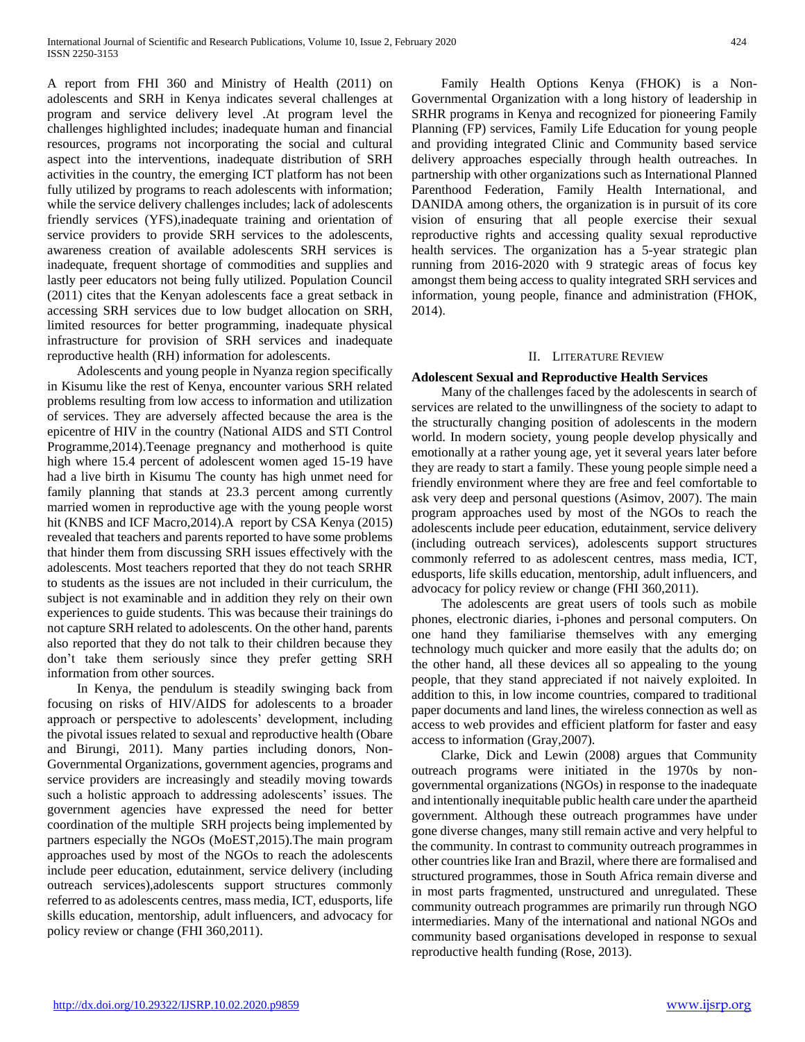A report from FHI 360 and Ministry of Health (2011) on adolescents and SRH in Kenya indicates several challenges at program and service delivery level .At program level the challenges highlighted includes; inadequate human and financial resources, programs not incorporating the social and cultural aspect into the interventions, inadequate distribution of SRH activities in the country, the emerging ICT platform has not been fully utilized by programs to reach adolescents with information; while the service delivery challenges includes; lack of adolescents friendly services (YFS),inadequate training and orientation of service providers to provide SRH services to the adolescents, awareness creation of available adolescents SRH services is inadequate, frequent shortage of commodities and supplies and lastly peer educators not being fully utilized. Population Council (2011) cites that the Kenyan adolescents face a great setback in accessing SRH services due to low budget allocation on SRH, limited resources for better programming, inadequate physical infrastructure for provision of SRH services and inadequate reproductive health (RH) information for adolescents.

Adolescents and young people in Nyanza region specifically in Kisumu like the rest of Kenya, encounter various SRH related problems resulting from low access to information and utilization of services. They are adversely affected because the area is the epicentre of HIV in the country (National AIDS and STI Control Programme,2014).Teenage pregnancy and motherhood is quite high where 15.4 percent of adolescent women aged 15-19 have had a live birth in Kisumu The county has high unmet need for family planning that stands at 23.3 percent among currently married women in reproductive age with the young people worst hit (KNBS and ICF Macro,2014).A report by CSA Kenya (2015) revealed that teachers and parents reported to have some problems that hinder them from discussing SRH issues effectively with the adolescents. Most teachers reported that they do not teach SRHR to students as the issues are not included in their curriculum, the subject is not examinable and in addition they rely on their own experiences to guide students. This was because their trainings do not capture SRH related to adolescents. On the other hand, parents also reported that they do not talk to their children because they don't take them seriously since they prefer getting SRH information from other sources.

In Kenya, the pendulum is steadily swinging back from focusing on risks of HIV/AIDS for adolescents to a broader approach or perspective to adolescents' development, including the pivotal issues related to sexual and reproductive health (Obare and Birungi, 2011). Many parties including donors, Non-Governmental Organizations, government agencies, programs and service providers are increasingly and steadily moving towards such a holistic approach to addressing adolescents' issues. The government agencies have expressed the need for better coordination of the multiple SRH projects being implemented by partners especially the NGOs (MoEST,2015).The main program approaches used by most of the NGOs to reach the adolescents include peer education, edutainment, service delivery (including outreach services),adolescents support structures commonly referred to as adolescents centres, mass media, ICT, edusports, life skills education, mentorship, adult influencers, and advocacy for policy review or change (FHI 360,2011).

Family Health Options Kenya (FHOK) is a Non-Governmental Organization with a long history of leadership in SRHR programs in Kenya and recognized for pioneering Family Planning (FP) services, Family Life Education for young people and providing integrated Clinic and Community based service delivery approaches especially through health outreaches. In partnership with other organizations such as International Planned Parenthood Federation, Family Health International, and DANIDA among others, the organization is in pursuit of its core vision of ensuring that all people exercise their sexual reproductive rights and accessing quality sexual reproductive health services. The organization has a 5-year strategic plan running from 2016-2020 with 9 strategic areas of focus key amongst them being access to quality integrated SRH services and information, young people, finance and administration (FHOK, 2014).

## II. Literature Review

### Adolescent Sexual and Reproductive Health Services

Many of the challenges faced by the adolescents in search of services are related to the unwillingness of the society to adapt to the structurally changing position of adolescents in the modern world. In modern society, young people develop physically and emotionally at a rather young age, yet it several years later before they are ready to start a family. These young people simple need a friendly environment where they are free and feel comfortable to ask very deep and personal questions (Asimov, 2007). The main program approaches used by most of the NGOs to reach the adolescents include peer education, edutainment, service delivery (including outreach services), adolescents support structures commonly referred to as adolescent centres, mass media, ICT, edusports, life skills education, mentorship, adult influencers, and advocacy for policy review or change (FHI 360,2011).

The adolescents are great users of tools such as mobile phones, electronic diaries, i-phones and personal computers. On one hand they familiarise themselves with any emerging technology much quicker and more easily that the adults do; on the other hand, all these devices all so appealing to the young people, that they stand appreciated if not naively exploited. In addition to this, in low income countries, compared to traditional paper documents and land lines, the wireless connection as well as access to web provides and efficient platform for faster and easy access to information (Gray,2007).

Clarke, Dick and Lewin (2008) argues that Community outreach programs were initiated in the 1970s by non-governmental organizations (NGOs) in response to the inadequate and intentionally inequitable public health care under the apartheid government. Although these outreach programmes have under gone diverse changes, many still remain active and very helpful to the community. In contrast to community outreach programmes in other countries like Iran and Brazil, where there are formalised and structured programmes, those in South Africa remain diverse and in most parts fragmented, unstructured and unregulated. These community outreach programmes are primarily run through NGO intermediaries. Many of the international and national NGOs and community based organisations developed in response to sexual reproductive health funding (Rose, 2013).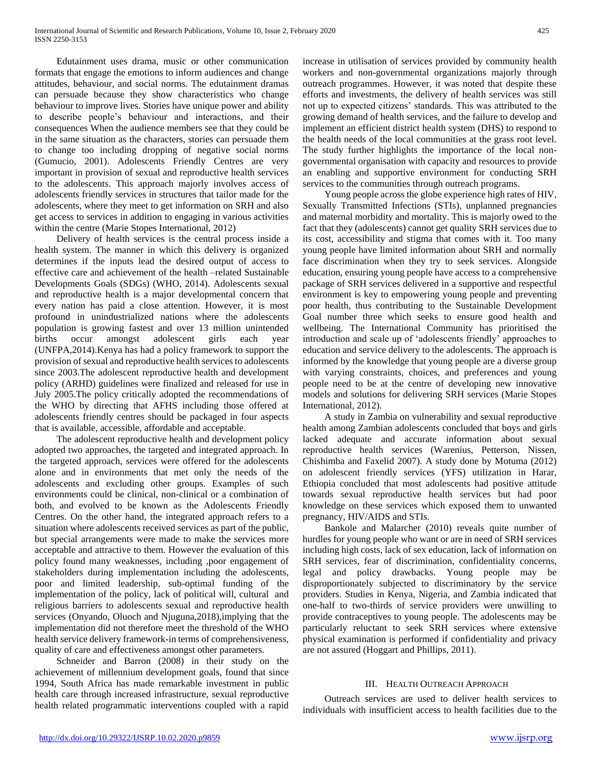Edutainment uses drama, music or other communication formats that engage the emotions to inform audiences and change attitudes, behaviour, and social norms. The edutainment dramas can persuade because they show characteristics who change behaviour to improve lives. Stories have unique power and ability to describe people's behaviour and interactions, and their consequences When the audience members see that they could be in the same situation as the characters, stories can persuade them to change too including dropping of negative social norms (Gumucio, 2001). Adolescents Friendly Centres are very important in provision of sexual and reproductive health services to the adolescents. This approach majorly involves access of adolescents friendly services in structures that tailor made for the adolescents, where they meet to get information on SRH and also get access to services in addition to engaging in various activities within the centre (Marie Stopes International, 2012)

Delivery of health services is the central process inside a health system. The manner in which this delivery is organized determines if the inputs lead the desired output of access to effective care and achievement of the health –related Sustainable Developments Goals (SDGs) (WHO, 2014). Adolescents sexual and reproductive health is a major developmental concern that every nation has paid a close attention. However, it is most profound in unindustrialized nations where the adolescents population is growing fastest and over 13 million unintended births occur amongst adolescent girls each year (UNFPA,2014).Kenya has had a policy framework to support the provision of sexual and reproductive health services to adolescents since 2003.The adolescent reproductive health and development policy (ARHD) guidelines were finalized and released for use in July 2005.The policy critically adopted the recommendations of the WHO by directing that AFHS including those offered at adolescents friendly centres should be packaged in four aspects that is available, accessible, affordable and acceptable.

The adolescent reproductive health and development policy adopted two approaches, the targeted and integrated approach. In the targeted approach, services were offered for the adolescents alone and in environments that met only the needs of the adolescents and excluding other groups. Examples of such environments could be clinical, non-clinical or a combination of both, and evolved to be known as the Adolescents Friendly Centres. On the other hand, the integrated approach refers to a situation where adolescents received services as part of the public, but special arrangements were made to make the services more acceptable and attractive to them. However the evaluation of this policy found many weaknesses, including ,poor engagement of stakeholders during implementation including the adolescents, poor and limited leadership, sub-optimal funding of the implementation of the policy, lack of political will, cultural and religious barriers to adolescents sexual and reproductive health services (Onyando, Oluoch and Njuguna,2018),implying that the implementation did not therefore meet the threshold of the WHO health service delivery framework-in terms of comprehensiveness, quality of care and effectiveness amongst other parameters.

Schneider and Barron (2008) in their study on the achievement of millennium development goals, found that since 1994, South Africa has made remarkable investment in public health care through increased infrastructure, sexual reproductive health related programmatic interventions coupled with a rapid increase in utilisation of services provided by community health workers and non-governmental organizations majorly through outreach programmes. However, it was noted that despite these efforts and investments, the delivery of health services was still not up to expected citizens' standards. This was attributed to the growing demand of health services, and the failure to develop and implement an efficient district health system (DHS) to respond to the health needs of the local communities at the grass root level. The study further highlights the importance of the local non-governmental organisation with capacity and resources to provide an enabling and supportive environment for conducting SRH services to the communities through outreach programs.

Young people across the globe experience high rates of HIV, Sexually Transmitted Infections (STIs), unplanned pregnancies and maternal morbidity and mortality. This is majorly owed to the fact that they (adolescents) cannot get quality SRH services due to its cost, accessibility and stigma that comes with it. Too many young people have limited information about SRH and normally face discrimination when they try to seek services. Alongside education, ensuring young people have access to a comprehensive package of SRH services delivered in a supportive and respectful environment is key to empowering young people and preventing poor health, thus contributing to the Sustainable Development Goal number three which seeks to ensure good health and wellbeing. The International Community has prioritised the introduction and scale up of 'adolescents friendly' approaches to education and service delivery to the adolescents. The approach is informed by the knowledge that young people are a diverse group with varying constraints, choices, and preferences and young people need to be at the centre of developing new innovative models and solutions for delivering SRH services (Marie Stopes International, 2012).

A study in Zambia on vulnerability and sexual reproductive health among Zambian adolescents concluded that boys and girls lacked adequate and accurate information about sexual reproductive health services (Warenius, Petterson, Nissen, Chishimba and Faxelid 2007). A study done by Motuma (2012) on adolescent friendly services (YFS) utilization in Harar, Ethiopia concluded that most adolescents had positive attitude towards sexual reproductive health services but had poor knowledge on these services which exposed them to unwanted pregnancy, HIV/AIDS and STIs.

Bankole and Malarcher (2010) reveals quite number of hurdles for young people who want or are in need of SRH services including high costs, lack of sex education, lack of information on SRH services, fear of discrimination, confidentiality concerns, legal and policy drawbacks. Young people may be disproportionately subjected to discriminatory by the service providers. Studies in Kenya, Nigeria, and Zambia indicated that one-half to two-thirds of service providers were unwilling to provide contraceptives to young people. The adolescents may be particularly reluctant to seek SRH services where extensive physical examination is performed if confidentiality and privacy are not assured (Hoggart and Phillips, 2011).

## III. Health Outreach Approach

Outreach services are used to deliver health services to individuals with insufficient access to health facilities due to the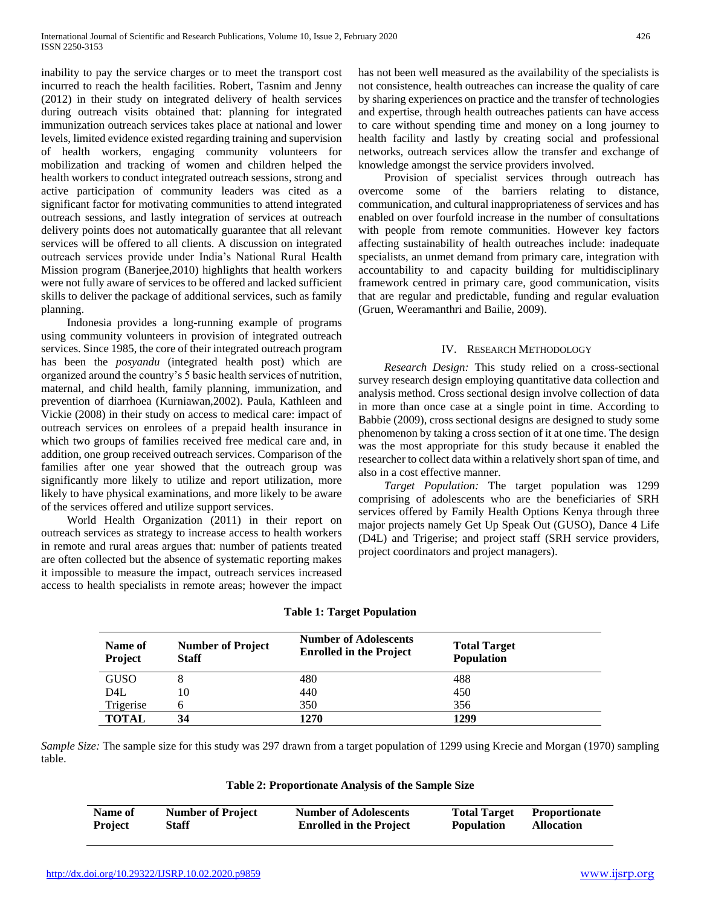inability to pay the service charges or to meet the transport cost incurred to reach the health facilities. Robert, Tasnim and Jenny (2012) in their study on integrated delivery of health services during outreach visits obtained that: planning for integrated immunization outreach services takes place at national and lower levels, limited evidence existed regarding training and supervision of health workers, engaging community volunteers for mobilization and tracking of women and children helped the health workers to conduct integrated outreach sessions, strong and active participation of community leaders was cited as a significant factor for motivating communities to attend integrated outreach sessions, and lastly integration of services at outreach delivery points does not automatically guarantee that all relevant services will be offered to all clients. A discussion on integrated outreach services provide under India's National Rural Health Mission program (Banerjee,2010) highlights that health workers were not fully aware of services to be offered and lacked sufficient skills to deliver the package of additional services, such as family planning.

Indonesia provides a long-running example of programs using community volunteers in provision of integrated outreach services. Since 1985, the core of their integrated outreach program has been the *posyandu* (integrated health post) which are organized around the country's 5 basic health services of nutrition, maternal, and child health, family planning, immunization, and prevention of diarrhoea (Kurniawan,2002). Paula, Kathleen and Vickie (2008) in their study on access to medical care: impact of outreach services on enrolees of a prepaid health insurance in which two groups of families received free medical care and, in addition, one group received outreach services. Comparison of the families after one year showed that the outreach group was significantly more likely to utilize and report utilization, more likely to have physical examinations, and more likely to be aware of the services offered and utilize support services.

World Health Organization (2011) in their report on outreach services as strategy to increase access to health workers in remote and rural areas argues that: number of patients treated are often collected but the absence of systematic reporting makes it impossible to measure the impact, outreach services increased access to health specialists in remote areas; however the impact has not been well measured as the availability of the specialists is not consistence, health outreaches can increase the quality of care by sharing experiences on practice and the transfer of technologies and expertise, through health outreaches patients can have access to care without spending time and money on a long journey to health facility and lastly by creating social and professional networks, outreach services allow the transfer and exchange of knowledge amongst the service providers involved.

Provision of specialist services through outreach has overcome some of the barriers relating to distance, communication, and cultural inappropriateness of services and has enabled on over fourfold increase in the number of consultations with people from remote communities. However key factors affecting sustainability of health outreaches include: inadequate specialists, an unmet demand from primary care, integration with accountability to and capacity building for multidisciplinary framework centred in primary care, good communication, visits that are regular and predictable, funding and regular evaluation (Gruen, Weeramanthri and Bailie, 2009).

## IV. Research Methodology

*Research Design:* This study relied on a cross-sectional survey research design employing quantitative data collection and analysis method. Cross sectional design involve collection of data in more than once case at a single point in time. According to Babbie (2009), cross sectional designs are designed to study some phenomenon by taking a cross section of it at one time. The design was the most appropriate for this study because it enabled the researcher to collect data within a relatively short span of time, and also in a cost effective manner.

*Target Population:* The target population was 1299 comprising of adolescents who are the beneficiaries of SRH services offered by Family Health Options Kenya through three major projects namely Get Up Speak Out (GUSO), Dance 4 Life (D4L) and Trigerise; and project staff (SRH service providers, project coordinators and project managers).

**Table 1: Target Population**

| Name of Project | Number of Project Staff | Number of Adolescents Enrolled in the Project | Total Target Population |
|---|---|---|---|
| GUSO | 8 | 480 | 488 |
| D4L | 10 | 440 | 450 |
| Trigerise | 6 | 350 | 356 |
| **TOTAL** | **34** | **1270** | **1299** |

*Sample Size:* The sample size for this study was 297 drawn from a target population of 1299 using Krecie and Morgan (1970) sampling table.

**Table 2: Proportionate Analysis of the Sample Size**

| Name of Project | Number of Project Staff | Number of Adolescents Enrolled in the Project | Total Target Population | Proportionate Allocation |
|---|---|---|---|---|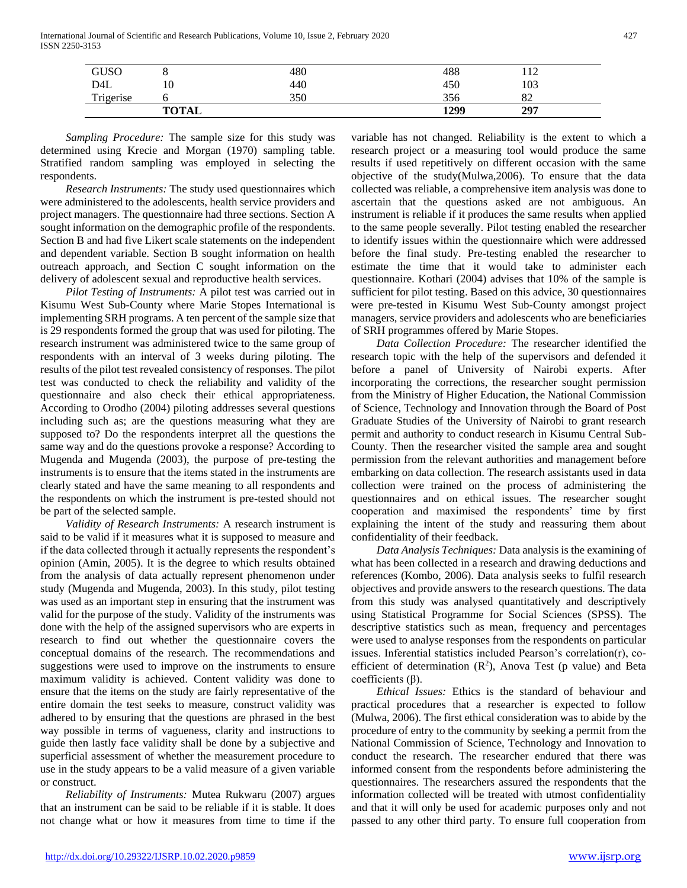| GUSO | 8 | 480 | 488 | 112 |
|---|---|---|---|---|
| D4L | 10 | 440 | 450 | 103 |
| Trigerise | 6 | 350 | 356 | 82 |
| | **TOTAL** | | **1299** | **297** |

*Sampling Procedure:* The sample size for this study was determined using Krecie and Morgan (1970) sampling table. Stratified random sampling was employed in selecting the respondents.

*Research Instruments:* The study used questionnaires which were administered to the adolescents, health service providers and project managers. The questionnaire had three sections. Section A sought information on the demographic profile of the respondents. Section B and had five Likert scale statements on the independent and dependent variable. Section B sought information on health outreach approach, and Section C sought information on the delivery of adolescent sexual and reproductive health services.

*Pilot Testing of Instruments:* A pilot test was carried out in Kisumu West Sub-County where Marie Stopes International is implementing SRH programs. A ten percent of the sample size that is 29 respondents formed the group that was used for piloting. The research instrument was administered twice to the same group of respondents with an interval of 3 weeks during piloting. The results of the pilot test revealed consistency of responses. The pilot test was conducted to check the reliability and validity of the questionnaire and also check their ethical appropriateness. According to Orodho (2004) piloting addresses several questions including such as; are the questions measuring what they are supposed to? Do the respondents interpret all the questions the same way and do the questions provoke a response? According to Mugenda and Mugenda (2003), the purpose of pre-testing the instruments is to ensure that the items stated in the instruments are clearly stated and have the same meaning to all respondents and the respondents on which the instrument is pre-tested should not be part of the selected sample.

*Validity of Research Instruments:* A research instrument is said to be valid if it measures what it is supposed to measure and if the data collected through it actually represents the respondent's opinion (Amin, 2005). It is the degree to which results obtained from the analysis of data actually represent phenomenon under study (Mugenda and Mugenda, 2003). In this study, pilot testing was used as an important step in ensuring that the instrument was valid for the purpose of the study. Validity of the instruments was done with the help of the assigned supervisors who are experts in research to find out whether the questionnaire covers the conceptual domains of the research. The recommendations and suggestions were used to improve on the instruments to ensure maximum validity is achieved. Content validity was done to ensure that the items on the study are fairly representative of the entire domain the test seeks to measure, construct validity was adhered to by ensuring that the questions are phrased in the best way possible in terms of vagueness, clarity and instructions to guide then lastly face validity shall be done by a subjective and superficial assessment of whether the measurement procedure to use in the study appears to be a valid measure of a given variable or construct.

*Reliability of Instruments:* Mutea Rukwaru (2007) argues that an instrument can be said to be reliable if it is stable. It does not change what or how it measures from time to time if the variable has not changed. Reliability is the extent to which a research project or a measuring tool would produce the same results if used repetitively on different occasion with the same objective of the study(Mulwa,2006). To ensure that the data collected was reliable, a comprehensive item analysis was done to ascertain that the questions asked are not ambiguous. An instrument is reliable if it produces the same results when applied to the same people severally. Pilot testing enabled the researcher to identify issues within the questionnaire which were addressed before the final study. Pre-testing enabled the researcher to estimate the time that it would take to administer each questionnaire. Kothari (2004) advises that 10% of the sample is sufficient for pilot testing. Based on this advice, 30 questionnaires were pre-tested in Kisumu West Sub-County amongst project managers, service providers and adolescents who are beneficiaries of SRH programmes offered by Marie Stopes.

*Data Collection Procedure:* The researcher identified the research topic with the help of the supervisors and defended it before a panel of University of Nairobi experts. After incorporating the corrections, the researcher sought permission from the Ministry of Higher Education, the National Commission of Science, Technology and Innovation through the Board of Post Graduate Studies of the University of Nairobi to grant research permit and authority to conduct research in Kisumu Central Sub-County. Then the researcher visited the sample area and sought permission from the relevant authorities and management before embarking on data collection. The research assistants used in data collection were trained on the process of administering the questionnaires and on ethical issues. The researcher sought cooperation and maximised the respondents' time by first explaining the intent of the study and reassuring them about confidentiality of their feedback.

*Data Analysis Techniques:* Data analysis is the examining of what has been collected in a research and drawing deductions and references (Kombo, 2006). Data analysis seeks to fulfil research objectives and provide answers to the research questions. The data from this study was analysed quantitatively and descriptively using Statistical Programme for Social Sciences (SPSS). The descriptive statistics such as mean, frequency and percentages were used to analyse responses from the respondents on particular issues. Inferential statistics included Pearson's correlation(r), co-efficient of determination ($R^2$), Anova Test (p value) and Beta coefficients ($\beta$).

*Ethical Issues:* Ethics is the standard of behaviour and practical procedures that a researcher is expected to follow (Mulwa, 2006). The first ethical consideration was to abide by the procedure of entry to the community by seeking a permit from the National Commission of Science, Technology and Innovation to conduct the research. The researcher endured that there was informed consent from the respondents before administering the questionnaires. The researchers assured the respondents that the information collected will be treated with utmost confidentiality and that it will only be used for academic purposes only and not passed to any other third party. To ensure full cooperation from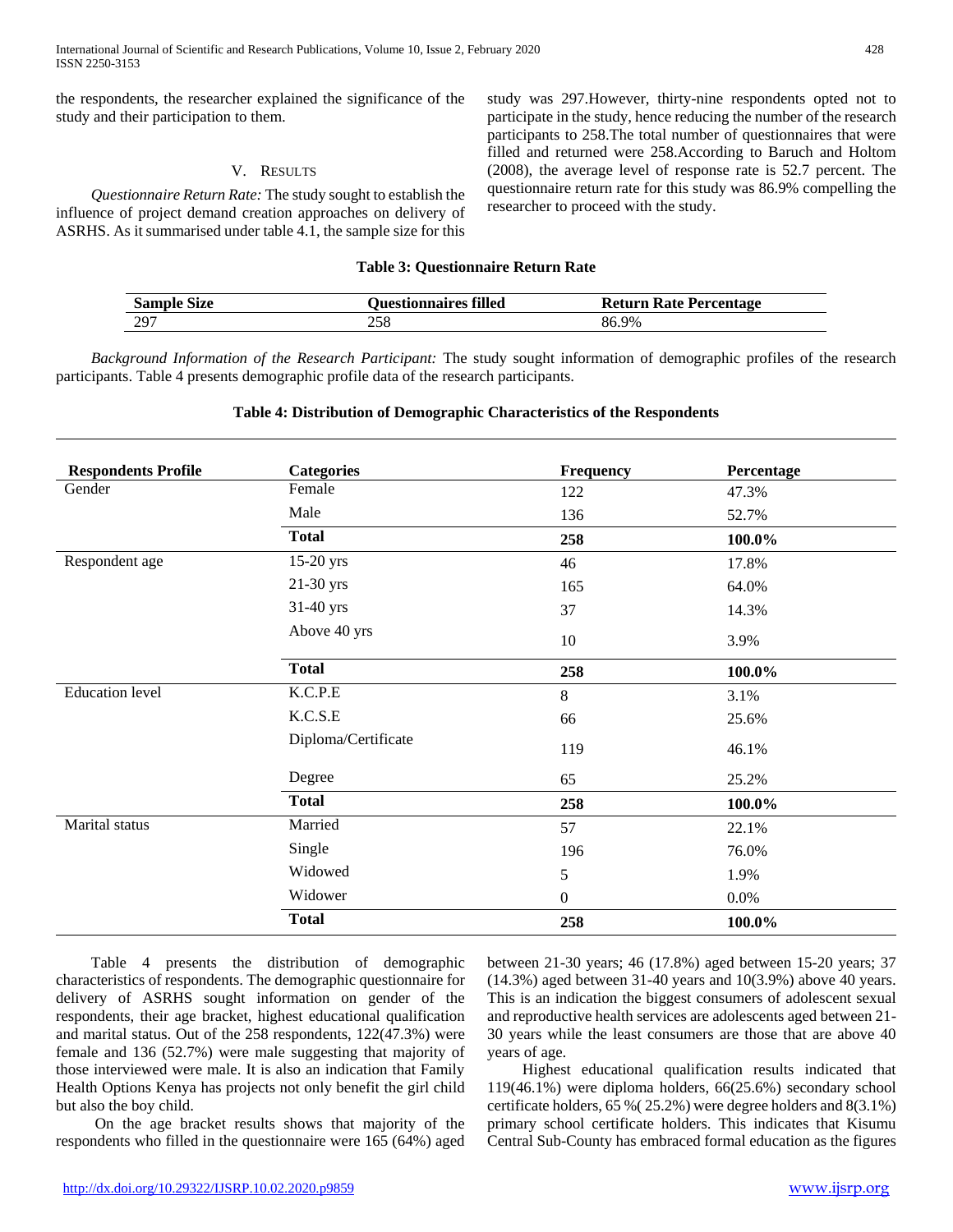the respondents, the researcher explained the significance of the study and their participation to them.

## V. Results

*Questionnaire Return Rate:* The study sought to establish the influence of project demand creation approaches on delivery of ASRHS. As it summarised under table 4.1, the sample size for this study was 297.However, thirty-nine respondents opted not to participate in the study, hence reducing the number of the research participants to 258.The total number of questionnaires that were filled and returned were 258.According to Baruch and Holtom (2008), the average level of response rate is 52.7 percent. The questionnaire return rate for this study was 86.9% compelling the researcher to proceed with the study.

**Table 3: Questionnaire Return Rate**

| Sample Size | Questionnaires filled | Return Rate Percentage |
|---|---|---|
| 297 | 258 | 86.9% |

*Background Information of the Research Participant:* The study sought information of demographic profiles of the research participants. Table 4 presents demographic profile data of the research participants.

**Table 4: Distribution of Demographic Characteristics of the Respondents**

| Respondents Profile | Categories | Frequency | Percentage |
|---|---|---|---|
| Gender | Female | 122 | 47.3% |
| | Male | 136 | 52.7% |
| | **Total** | **258** | **100.0%** |
| Respondent age | 15-20 yrs | 46 | 17.8% |
| | 21-30 yrs | 165 | 64.0% |
| | 31-40 yrs | 37 | 14.3% |
| | Above 40 yrs | 10 | 3.9% |
| | **Total** | **258** | **100.0%** |
| Education level | K.C.P.E | 8 | 3.1% |
| | K.C.S.E | 66 | 25.6% |
| | Diploma/Certificate | 119 | 46.1% |
| | Degree | 65 | 25.2% |
| | **Total** | **258** | **100.0%** |
| Marital status | Married | 57 | 22.1% |
| | Single | 196 | 76.0% |
| | Widowed | 5 | 1.9% |
| | Widower | 0 | 0.0% |
| | **Total** | **258** | **100.0%** |

Table 4 presents the distribution of demographic characteristics of respondents. The demographic questionnaire for delivery of ASRHS sought information on gender of the respondents, their age bracket, highest educational qualification and marital status. Out of the 258 respondents, 122(47.3%) were female and 136 (52.7%) were male suggesting that majority of those interviewed were male. It is also an indication that Family Health Options Kenya has projects not only benefit the girl child but also the boy child.

On the age bracket results shows that majority of the respondents who filled in the questionnaire were 165 (64%) aged between 21-30 years; 46 (17.8%) aged between 15-20 years; 37 (14.3%) aged between 31-40 years and 10(3.9%) above 40 years. This is an indication the biggest consumers of adolescent sexual and reproductive health services are adolescents aged between 21-30 years while the least consumers are those that are above 40 years of age.

Highest educational qualification results indicated that 119(46.1%) were diploma holders, 66(25.6%) secondary school certificate holders, 65 %( 25.2%) were degree holders and 8(3.1%) primary school certificate holders. This indicates that Kisumu Central Sub-County has embraced formal education as the figures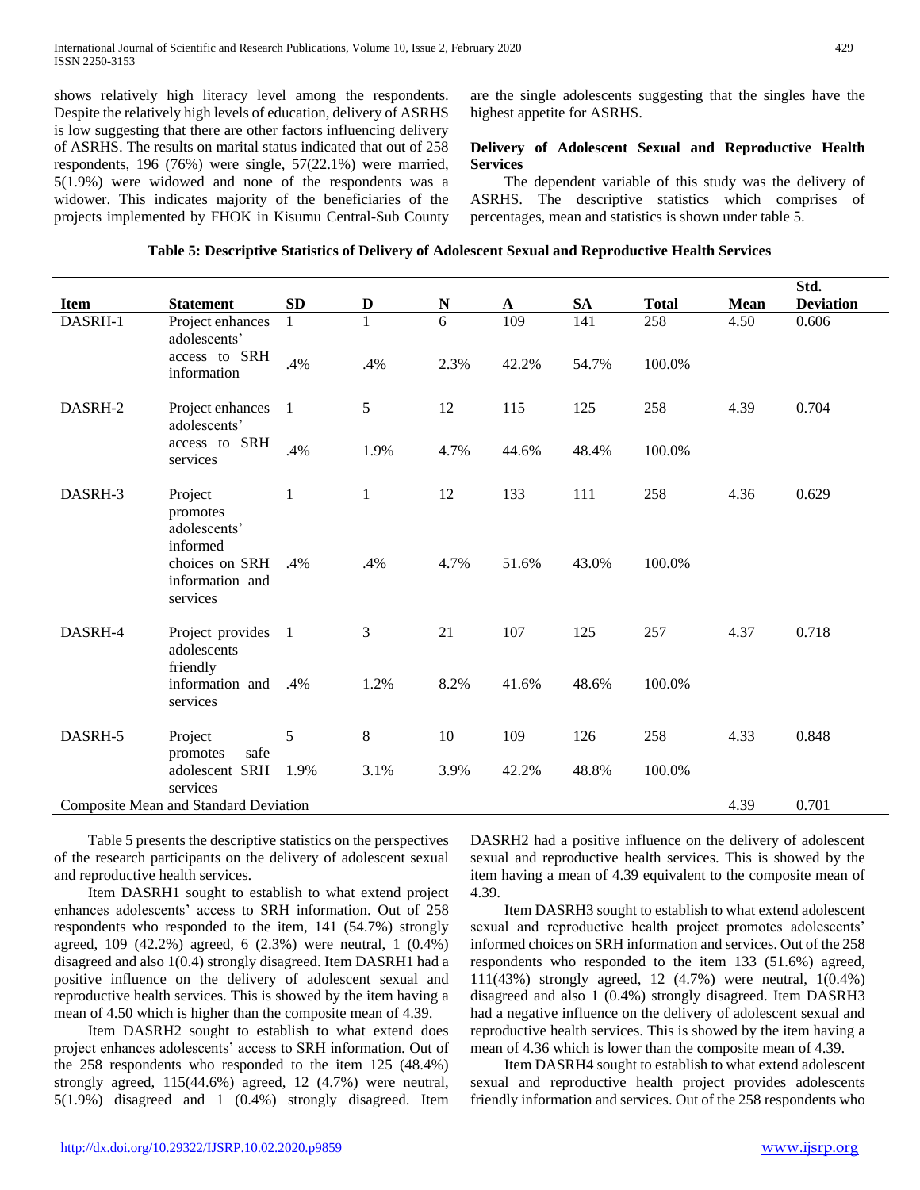shows relatively high literacy level among the respondents. Despite the relatively high levels of education, delivery of ASRHS is low suggesting that there are other factors influencing delivery of ASRHS. The results on marital status indicated that out of 258 respondents, 196 (76%) were single, 57(22.1%) were married, 5(1.9%) were widowed and none of the respondents was a widower. This indicates majority of the beneficiaries of the projects implemented by FHOK in Kisumu Central-Sub County are the single adolescents suggesting that the singles have the highest appetite for ASRHS.

### Delivery of Adolescent Sexual and Reproductive Health Services

The dependent variable of this study was the delivery of ASRHS. The descriptive statistics which comprises of percentages, mean and statistics is shown under table 5.

**Table 5: Descriptive Statistics of Delivery of Adolescent Sexual and Reproductive Health Services**

| Item | Statement | SD | D | N | A | SA | Total | Mean | Std. Deviation |
|---|---|---|---|---|---|---|---|---|---|
| DASRH-1 | Project enhances adolescents' access to SRH information | 1 | 1 | 6 | 109 | 141 | 258 | 4.50 | 0.606 |
| | | .4% | .4% | 2.3% | 42.2% | 54.7% | 100.0% | | |
| DASRH-2 | Project enhances adolescents' access to SRH services | 1 | 5 | 12 | 115 | 125 | 258 | 4.39 | 0.704 |
| | | .4% | 1.9% | 4.7% | 44.6% | 48.4% | 100.0% | | |
| DASRH-3 | Project promotes adolescents' informed choices on SRH information and services | 1 | 1 | 12 | 133 | 111 | 258 | 4.36 | 0.629 |
| | | .4% | .4% | 4.7% | 51.6% | 43.0% | 100.0% | | |
| DASRH-4 | Project provides adolescents friendly information and services | 1 | 3 | 21 | 107 | 125 | 257 | 4.37 | 0.718 |
| | | .4% | 1.2% | 8.2% | 41.6% | 48.6% | 100.0% | | |
| DASRH-5 | Project promotes safe adolescent SRH services | 5 | 8 | 10 | 109 | 126 | 258 | 4.33 | 0.848 |
| | | 1.9% | 3.1% | 3.9% | 42.2% | 48.8% | 100.0% | | |
| Composite Mean and Standard Deviation | | | | | | | | 4.39 | 0.701 |

Table 5 presents the descriptive statistics on the perspectives of the research participants on the delivery of adolescent sexual and reproductive health services.

Item DASRH1 sought to establish to what extend project enhances adolescents' access to SRH information. Out of 258 respondents who responded to the item, 141 (54.7%) strongly agreed, 109 (42.2%) agreed, 6 (2.3%) were neutral, 1 (0.4%) disagreed and also 1(0.4) strongly disagreed. Item DASRH1 had a positive influence on the delivery of adolescent sexual and reproductive health services. This is showed by the item having a mean of 4.50 which is higher than the composite mean of 4.39.

Item DASRH2 sought to establish to what extend does project enhances adolescents' access to SRH information. Out of the 258 respondents who responded to the item 125 (48.4%) strongly agreed, 115(44.6%) agreed, 12 (4.7%) were neutral, 5(1.9%) disagreed and 1 (0.4%) strongly disagreed. Item DASRH2 had a positive influence on the delivery of adolescent sexual and reproductive health services. This is showed by the item having a mean of 4.39 equivalent to the composite mean of 4.39.

Item DASRH3 sought to establish to what extend adolescent sexual and reproductive health project promotes adolescents' informed choices on SRH information and services. Out of the 258 respondents who responded to the item 133 (51.6%) agreed, 111(43%) strongly agreed, 12 (4.7%) were neutral, 1(0.4%) disagreed and also 1 (0.4%) strongly disagreed. Item DASRH3 had a negative influence on the delivery of adolescent sexual and reproductive health services. This is showed by the item having a mean of 4.36 which is lower than the composite mean of 4.39.

Item DASRH4 sought to establish to what extend adolescent sexual and reproductive health project provides adolescents friendly information and services. Out of the 258 respondents who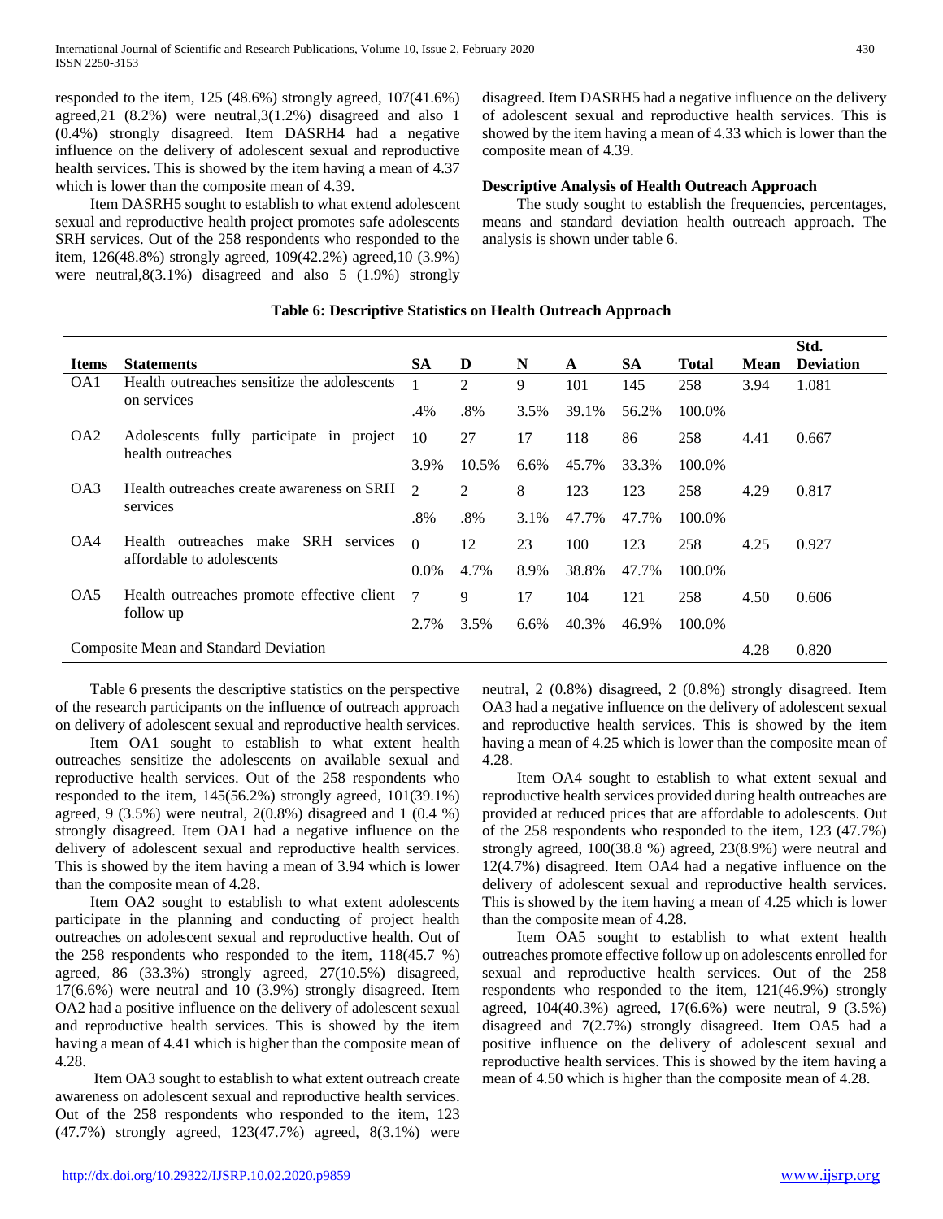responded to the item, 125 (48.6%) strongly agreed, 107(41.6%) agreed,21 (8.2%) were neutral,3(1.2%) disagreed and also 1 (0.4%) strongly disagreed. Item DASRH4 had a negative influence on the delivery of adolescent sexual and reproductive health services. This is showed by the item having a mean of 4.37 which is lower than the composite mean of 4.39.

Item DASRH5 sought to establish to what extend adolescent sexual and reproductive health project promotes safe adolescents SRH services. Out of the 258 respondents who responded to the item, 126(48.8%) strongly agreed, 109(42.2%) agreed,10 (3.9%) were neutral,8(3.1%) disagreed and also 5 (1.9%) strongly disagreed. Item DASRH5 had a negative influence on the delivery of adolescent sexual and reproductive health services. This is showed by the item having a mean of 4.33 which is lower than the composite mean of 4.39.

### Descriptive Analysis of Health Outreach Approach

The study sought to establish the frequencies, percentages, means and standard deviation health outreach approach. The analysis is shown under table 6.

**Table 6: Descriptive Statistics on Health Outreach Approach**

| Items | Statements | SA | D | N | A | SA | Total | Mean | Std. Deviation |
|---|---|---|---|---|---|---|---|---|---|
| OA1 | Health outreaches sensitize the adolescents on services | 1 | 2 | 9 | 101 | 145 | 258 | 3.94 | 1.081 |
| | | .4% | .8% | 3.5% | 39.1% | 56.2% | 100.0% | | |
| OA2 | Adolescents fully participate in project health outreaches | 10 | 27 | 17 | 118 | 86 | 258 | 4.41 | 0.667 |
| | | 3.9% | 10.5% | 6.6% | 45.7% | 33.3% | 100.0% | | |
| OA3 | Health outreaches create awareness on SRH services | 2 | 2 | 8 | 123 | 123 | 258 | 4.29 | 0.817 |
| | | .8% | .8% | 3.1% | 47.7% | 47.7% | 100.0% | | |
| OA4 | Health outreaches make SRH services affordable to adolescents | 0 | 12 | 23 | 100 | 123 | 258 | 4.25 | 0.927 |
| | | 0.0% | 4.7% | 8.9% | 38.8% | 47.7% | 100.0% | | |
| OA5 | Health outreaches promote effective client follow up | 7 | 9 | 17 | 104 | 121 | 258 | 4.50 | 0.606 |
| | | 2.7% | 3.5% | 6.6% | 40.3% | 46.9% | 100.0% | | |
| Composite Mean and Standard Deviation | | | | | | | | 4.28 | 0.820 |

Table 6 presents the descriptive statistics on the perspective of the research participants on the influence of outreach approach on delivery of adolescent sexual and reproductive health services.

Item OA1 sought to establish to what extent health outreaches sensitize the adolescents on available sexual and reproductive health services. Out of the 258 respondents who responded to the item, 145(56.2%) strongly agreed, 101(39.1%) agreed, 9 (3.5%) were neutral, 2(0.8%) disagreed and 1 (0.4 %) strongly disagreed. Item OA1 had a negative influence on the delivery of adolescent sexual and reproductive health services. This is showed by the item having a mean of 3.94 which is lower than the composite mean of 4.28.

Item OA2 sought to establish to what extent adolescents participate in the planning and conducting of project health outreaches on adolescent sexual and reproductive health. Out of the 258 respondents who responded to the item, 118(45.7 %) agreed, 86 (33.3%) strongly agreed, 27(10.5%) disagreed, 17(6.6%) were neutral and 10 (3.9%) strongly disagreed. Item OA2 had a positive influence on the delivery of adolescent sexual and reproductive health services. This is showed by the item having a mean of 4.41 which is higher than the composite mean of 4.28.

Item OA3 sought to establish to what extent outreach create awareness on adolescent sexual and reproductive health services. Out of the 258 respondents who responded to the item, 123 (47.7%) strongly agreed, 123(47.7%) agreed, 8(3.1%) were neutral, 2 (0.8%) disagreed, 2 (0.8%) strongly disagreed. Item OA3 had a negative influence on the delivery of adolescent sexual and reproductive health services. This is showed by the item having a mean of 4.25 which is lower than the composite mean of 4.28.

Item OA4 sought to establish to what extent sexual and reproductive health services provided during health outreaches are provided at reduced prices that are affordable to adolescents. Out of the 258 respondents who responded to the item, 123 (47.7%) strongly agreed, 100(38.8 %) agreed, 23(8.9%) were neutral and 12(4.7%) disagreed. Item OA4 had a negative influence on the delivery of adolescent sexual and reproductive health services. This is showed by the item having a mean of 4.25 which is lower than the composite mean of 4.28.

Item OA5 sought to establish to what extent health outreaches promote effective follow up on adolescents enrolled for sexual and reproductive health services. Out of the 258 respondents who responded to the item, 121(46.9%) strongly agreed, 104(40.3%) agreed, 17(6.6%) were neutral, 9 (3.5%) disagreed and 7(2.7%) strongly disagreed. Item OA5 had a positive influence on the delivery of adolescent sexual and reproductive health services. This is showed by the item having a mean of 4.50 which is higher than the composite mean of 4.28.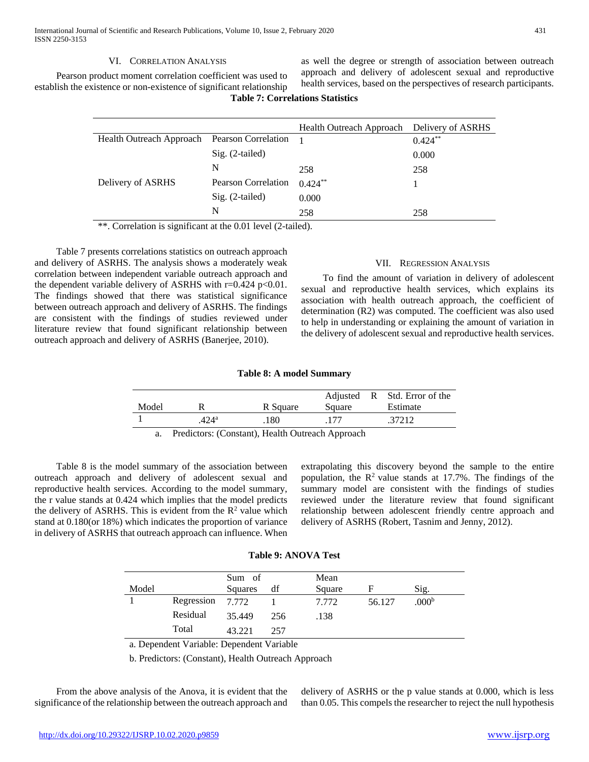## VI. Correlation Analysis

Pearson product moment correlation coefficient was used to establish the existence or non-existence of significant relationship as well the degree or strength of association between outreach approach and delivery of adolescent sexual and reproductive health services, based on the perspectives of research participants.

**Table 7: Correlations Statistics**

| | | Health Outreach Approach | Delivery of ASRHS |
|---|---|---|---|
| Health Outreach Approach | Pearson Correlation | 1 | 0.424** |
| | Sig. (2-tailed) | | 0.000 |
| | N | 258 | 258 |
| Delivery of ASRHS | Pearson Correlation | 0.424** | 1 |
| | Sig. (2-tailed) | 0.000 | |
| | N | 258 | 258 |

**. Correlation is significant at the 0.01 level (2-tailed).

Table 7 presents correlations statistics on outreach approach and delivery of ASRHS. The analysis shows a moderately weak correlation between independent variable outreach approach and the dependent variable delivery of ASRHS with r=0.424 $p<0.01$. The findings showed that there was statistical significance between outreach approach and delivery of ASRHS. The findings are consistent with the findings of studies reviewed under literature review that found significant relationship between outreach approach and delivery of ASRHS (Banerjee, 2010).

## VII. Regression Analysis

To find the amount of variation in delivery of adolescent sexual and reproductive health services, which explains its association with health outreach approach, the coefficient of determination (R2) was computed. The coefficient was also used to help in understanding or explaining the amount of variation in the delivery of adolescent sexual and reproductive health services.

**Table 8: A model Summary**

| Model | R | R Square | Adjusted R Square | Std. Error of the Estimate |
|---|---|---|---|---|
| 1 | .424[a] | .180 | .177 | .37212 |

a. Predictors: (Constant), Health Outreach Approach

Table 8 is the model summary of the association between outreach approach and delivery of adolescent sexual and reproductive health services. According to the model summary, the r value stands at 0.424 which implies that the model predicts the delivery of ASRHS. This is evident from the $R^2$ value which stand at 0.180(or 18%) which indicates the proportion of variance in delivery of ASRHS that outreach approach can influence. When extrapolating this discovery beyond the sample to the entire population, the $R^2$ value stands at 17.7%. The findings of the summary model are consistent with the findings of studies reviewed under the literature review that found significant relationship between adolescent friendly centre approach and delivery of ASRHS (Robert, Tasnim and Jenny, 2012).

**Table 9: ANOVA Test**

| Model | | Sum of Squares | df | Mean Square | F | Sig. |
|---|---|---|---|---|---|---|
| 1 | Regression | 7.772 | 1 | 7.772 | 56.127 | .000[b] |
| | Residual | 35.449 | 256 | .138 | | |
| | Total | 43.221 | 257 | | | |

a. Dependent Variable: Dependent Variable

b. Predictors: (Constant), Health Outreach Approach

From the above analysis of the Anova, it is evident that the significance of the relationship between the outreach approach and delivery of ASRHS or the p value stands at 0.000, which is less than 0.05. This compels the researcher to reject the null hypothesis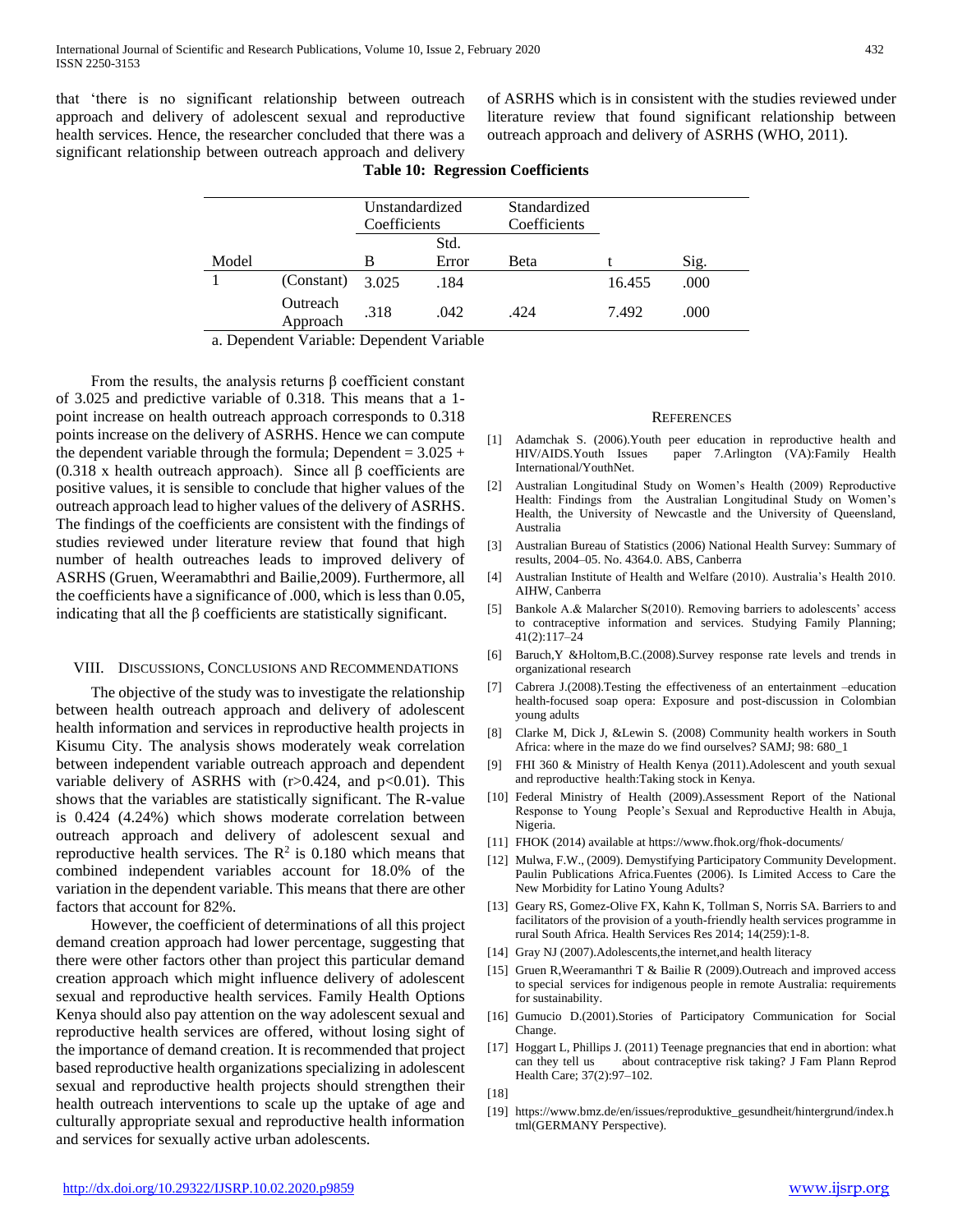that 'there is no significant relationship between outreach approach and delivery of adolescent sexual and reproductive health services. Hence, the researcher concluded that there was a significant relationship between outreach approach and delivery of ASRHS which is in consistent with the studies reviewed under literature review that found significant relationship between outreach approach and delivery of ASRHS (WHO, 2011).

**Table 10: Regression Coefficients**

| Model | | Unstandardized Coefficients | | Standardized Coefficients | t | Sig. |
|---|---|---|---|---|---|---|
| | | B | Std. Error | Beta | | |
| 1 | (Constant) | 3.025 | .184 | | 16.455 | .000 |
| | Outreach Approach | .318 | .042 | .424 | 7.492 | .000 |

a. Dependent Variable: Dependent Variable

From the results, the analysis returns β coefficient constant of 3.025 and predictive variable of 0.318. This means that a 1-point increase on health outreach approach corresponds to 0.318 points increase on the delivery of ASRHS. Hence we can compute the dependent variable through the formula; Dependent = 3.025 + (0.318 x health outreach approach). Since all β coefficients are positive values, it is sensible to conclude that higher values of the outreach approach lead to higher values of the delivery of ASRHS. The findings of the coefficients are consistent with the findings of studies reviewed under literature review that found that high number of health outreaches leads to improved delivery of ASRHS (Gruen, Weeramabthri and Bailie,2009). Furthermore, all the coefficients have a significance of .000, which is less than 0.05, indicating that all the β coefficients are statistically significant.

## VIII. Discussions, Conclusions and Recommendations

The objective of the study was to investigate the relationship between health outreach approach and delivery of adolescent health information and services in reproductive health projects in Kisumu City. The analysis shows moderately weak correlation between independent variable outreach approach and dependent variable delivery of ASRHS with ($r>0.424$, and $p<0.01$). This shows that the variables are statistically significant. The R-value is 0.424 (4.24%) which shows moderate correlation between outreach approach and delivery of adolescent sexual and reproductive health services. The $R^2$ is 0.180 which means that combined independent variables account for 18.0% of the variation in the dependent variable. This means that there are other factors that account for 82%.

However, the coefficient of determinations of all this project demand creation approach had lower percentage, suggesting that there were other factors other than project this particular demand creation approach which might influence delivery of adolescent sexual and reproductive health services. Family Health Options Kenya should also pay attention on the way adolescent sexual and reproductive health services are offered, without losing sight of the importance of demand creation. It is recommended that project based reproductive health organizations specializing in adolescent sexual and reproductive health projects should strengthen their health outreach interventions to scale up the uptake of age and culturally appropriate sexual and reproductive health information and services for sexually active urban adolescents.

## References

[1] Adamchak S. (2006).Youth peer education in reproductive health and HIV/AIDS.Youth Issues paper 7.Arlington (VA):Family Health International/YouthNet.

[2] Australian Longitudinal Study on Women's Health (2009) Reproductive Health: Findings from the Australian Longitudinal Study on Women's Health, the University of Newcastle and the University of Queensland, Australia

[3] Australian Bureau of Statistics (2006) National Health Survey: Summary of results, 2004–05. No. 4364.0. ABS, Canberra

[4] Australian Institute of Health and Welfare (2010). Australia's Health 2010. AIHW, Canberra

[5] Bankole A.& Malarcher S(2010). Removing barriers to adolescents' access to contraceptive information and services. Studying Family Planning; 41(2):117–24

[6] Baruch,Y &Holtom,B.C.(2008).Survey response rate levels and trends in organizational research

[7] Cabrera J.(2008).Testing the effectiveness of an entertainment –education health-focused soap opera: Exposure and post-discussion in Colombian young adults

[8] Clarke M, Dick J, &Lewin S. (2008) Community health workers in South Africa: where in the maze do we find ourselves? SAMJ; 98: 680_1

[9] FHI 360 & Ministry of Health Kenya (2011).Adolescent and youth sexual and reproductive health:Taking stock in Kenya.

[10] Federal Ministry of Health (2009).Assessment Report of the National Response to Young People's Sexual and Reproductive Health in Abuja, Nigeria.

[11] FHOK (2014) available at https://www.fhok.org/fhok-documents/

[12] Mulwa, F.W., (2009). Demystifying Participatory Community Development. Paulin Publications Africa.Fuentes (2006). Is Limited Access to Care the New Morbidity for Latino Young Adults?

[13] Geary RS, Gomez-Olive FX, Kahn K, Tollman S, Norris SA. Barriers to and facilitators of the provision of a youth-friendly health services programme in rural South Africa. Health Services Res 2014; 14(259):1-8.

[14] Gray NJ (2007).Adolescents,the internet,and health literacy

[15] Gruen R,Weeramanthri T & Bailie R (2009).Outreach and improved access to special services for indigenous people in remote Australia: requirements for sustainability.

[16] Gumucio D.(2001).Stories of Participatory Communication for Social Change.

[17] Hoggart L, Phillips J. (2011) Teenage pregnancies that end in abortion: what can they tell us about contraceptive risk taking? J Fam Plann Reprod Health Care; 37(2):97–102.

[18]

[19] https://www.bmz.de/en/issues/reproduktive_gesundheit/hintergrund/index.html(GERMANY Perspective).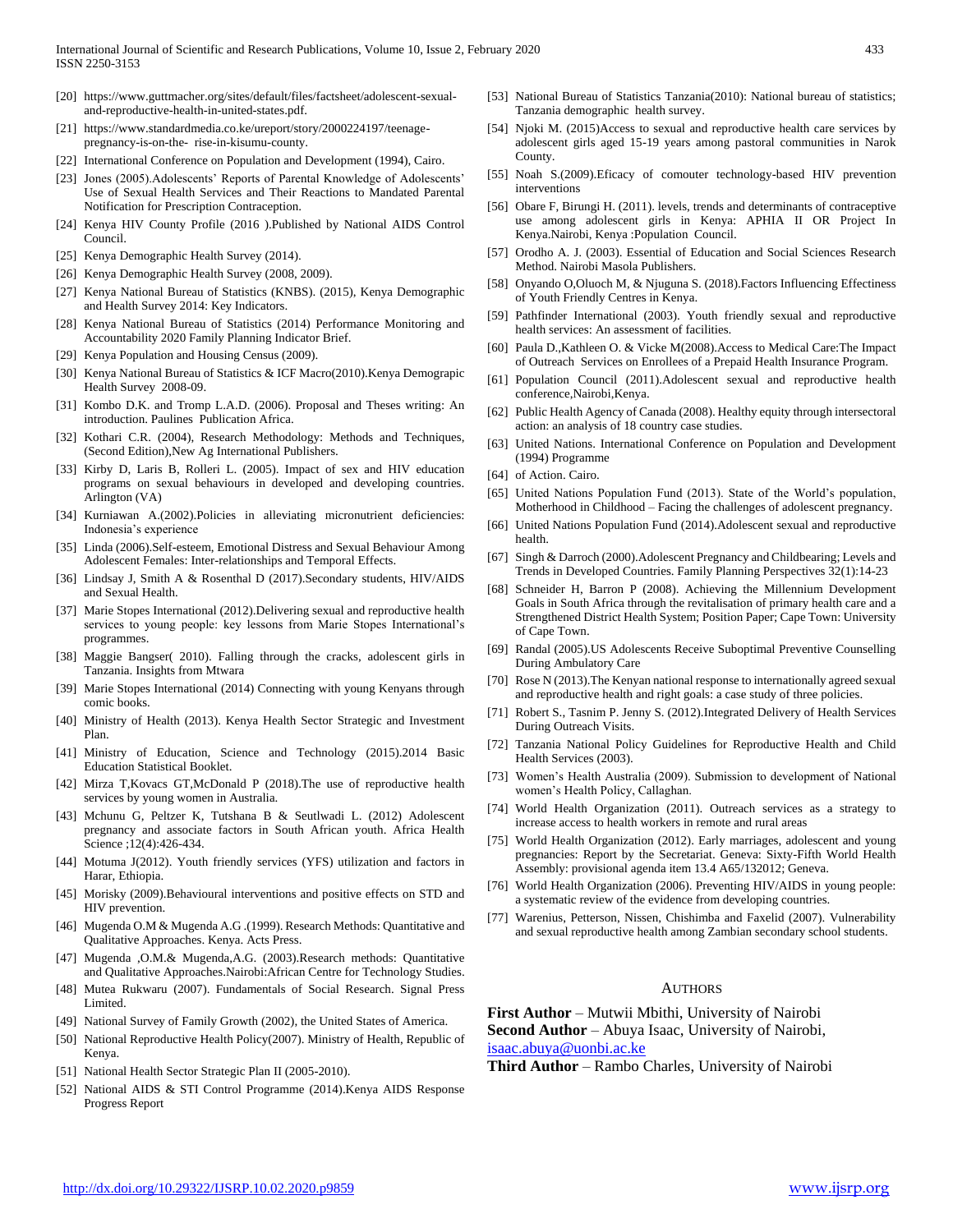[20] https://www.guttmacher.org/sites/default/files/factsheet/adolescent-sexual-and-reproductive-health-in-united-states.pdf.

[21] https://www.standardmedia.co.ke/ureport/story/2000224197/teenage-pregnancy-is-on-the- rise-in-kisumu-county.

[22] International Conference on Population and Development (1994), Cairo.

[23] Jones (2005).Adolescents' Reports of Parental Knowledge of Adolescents' Use of Sexual Health Services and Their Reactions to Mandated Parental Notification for Prescription Contraception.

[24] Kenya HIV County Profile (2016 ).Published by National AIDS Control Council.

[25] Kenya Demographic Health Survey (2014).

[26] Kenya Demographic Health Survey (2008, 2009).

[27] Kenya National Bureau of Statistics (KNBS). (2015), Kenya Demographic and Health Survey 2014: Key Indicators.

[28] Kenya National Bureau of Statistics (2014) Performance Monitoring and Accountability 2020 Family Planning Indicator Brief.

[29] Kenya Population and Housing Census (2009).

[30] Kenya National Bureau of Statistics & ICF Macro(2010).Kenya Demograpic Health Survey 2008-09.

[31] Kombo D.K. and Tromp L.A.D. (2006). Proposal and Theses writing: An introduction. Paulines Publication Africa.

[32] Kothari C.R. (2004), Research Methodology: Methods and Techniques, (Second Edition),New Ag International Publishers.

[33] Kirby D, Laris B, Rolleri L. (2005). Impact of sex and HIV education programs on sexual behaviours in developed and developing countries. Arlington (VA)

[34] Kurniawan A.(2002).Policies in alleviating micronutrient deficiencies: Indonesia's experience

[35] Linda (2006).Self-esteem, Emotional Distress and Sexual Behaviour Among Adolescent Females: Inter-relationships and Temporal Effects.

[36] Lindsay J, Smith A & Rosenthal D (2017).Secondary students, HIV/AIDS and Sexual Health.

[37] Marie Stopes International (2012).Delivering sexual and reproductive health services to young people: key lessons from Marie Stopes International's programmes.

[38] Maggie Bangser( 2010). Falling through the cracks, adolescent girls in Tanzania. Insights from Mtwara

[39] Marie Stopes International (2014) Connecting with young Kenyans through comic books.

[40] Ministry of Health (2013). Kenya Health Sector Strategic and Investment Plan.

[41] Ministry of Education, Science and Technology (2015).2014 Basic Education Statistical Booklet.

[42] Mirza T,Kovacs GT,McDonald P (2018).The use of reproductive health services by young women in Australia.

[43] Mchunu G, Peltzer K, Tutshana B & Seutlwadi L. (2012) Adolescent pregnancy and associate factors in South African youth. Africa Health Science ;12(4):426-434.

[44] Motuma J(2012). Youth friendly services (YFS) utilization and factors in Harar, Ethiopia.

[45] Morisky (2009).Behavioural interventions and positive effects on STD and HIV prevention.

[46] Mugenda O.M & Mugenda A.G .(1999). Research Methods: Quantitative and Qualitative Approaches. Kenya. Acts Press.

[47] Mugenda ,O.M.& Mugenda,A.G. (2003).Research methods: Quantitative and Qualitative Approaches.Nairobi:African Centre for Technology Studies.

[48] Mutea Rukwaru (2007). Fundamentals of Social Research. Signal Press Limited.

[49] National Survey of Family Growth (2002), the United States of America.

[50] National Reproductive Health Policy(2007). Ministry of Health, Republic of Kenya.

[51] National Health Sector Strategic Plan II (2005-2010).

[52] National AIDS & STI Control Programme (2014).Kenya AIDS Response Progress Report

[53] National Bureau of Statistics Tanzania(2010): National bureau of statistics; Tanzania demographic health survey.

[54] Njoki M. (2015)Access to sexual and reproductive health care services by adolescent girls aged 15-19 years among pastoral communities in Narok County.

[55] Noah S.(2009).Eficacy of comouter technology-based HIV prevention interventions

[56] Obare F, Birungi H. (2011). levels, trends and determinants of contraceptive use among adolescent girls in Kenya: APHIA II OR Project In Kenya.Nairobi, Kenya :Population Council.

[57] Orodho A. J. (2003). Essential of Education and Social Sciences Research Method. Nairobi Masola Publishers.

[58] Onyando O,Oluoch M, & Njuguna S. (2018).Factors Influencing Effectiness of Youth Friendly Centres in Kenya.

[59] Pathfinder International (2003). Youth friendly sexual and reproductive health services: An assessment of facilities.

[60] Paula D.,Kathleen O. & Vicke M(2008).Access to Medical Care:The Impact of Outreach Services on Enrollees of a Prepaid Health Insurance Program.

[61] Population Council (2011).Adolescent sexual and reproductive health conference,Nairobi,Kenya.

[62] Public Health Agency of Canada (2008). Healthy equity through intersectoral action: an analysis of 18 country case studies.

[63] United Nations. International Conference on Population and Development (1994) Programme

[64] of Action. Cairo.

[65] United Nations Population Fund (2013). State of the World's population, Motherhood in Childhood – Facing the challenges of adolescent pregnancy.

[66] United Nations Population Fund (2014).Adolescent sexual and reproductive health.

[67] Singh & Darroch (2000).Adolescent Pregnancy and Childbearing; Levels and Trends in Developed Countries. Family Planning Perspectives 32(1):14-23

[68] Schneider H, Barron P (2008). Achieving the Millennium Development Goals in South Africa through the revitalisation of primary health care and a Strengthened District Health System; Position Paper; Cape Town: University of Cape Town.

[69] Randal (2005).US Adolescents Receive Suboptimal Preventive Counselling During Ambulatory Care

[70] Rose N (2013).The Kenyan national response to internationally agreed sexual and reproductive health and right goals: a case study of three policies.

[71] Robert S., Tasnim P. Jenny S. (2012).Integrated Delivery of Health Services During Outreach Visits.

[72] Tanzania National Policy Guidelines for Reproductive Health and Child Health Services (2003).

[73] Women's Health Australia (2009). Submission to development of National women's Health Policy, Callaghan.

[74] World Health Organization (2011). Outreach services as a strategy to increase access to health workers in remote and rural areas

[75] World Health Organization (2012). Early marriages, adolescent and young pregnancies: Report by the Secretariat. Geneva: Sixty-Fifth World Health Assembly: provisional agenda item 13.4 A65/132012; Geneva.

[76] World Health Organization (2006). Preventing HIV/AIDS in young people: a systematic review of the evidence from developing countries.

[77] Warenius, Petterson, Nissen, Chishimba and Faxelid (2007). Vulnerability and sexual reproductive health among Zambian secondary school students.

## AUTHORS

**First Author** – Mutwii Mbithi, University of Nairobi

**Second Author** – Abuya Isaac, University of Nairobi, isaac.abuya@uonbi.ac.ke

**Third Author** – Rambo Charles, University of Nairobi